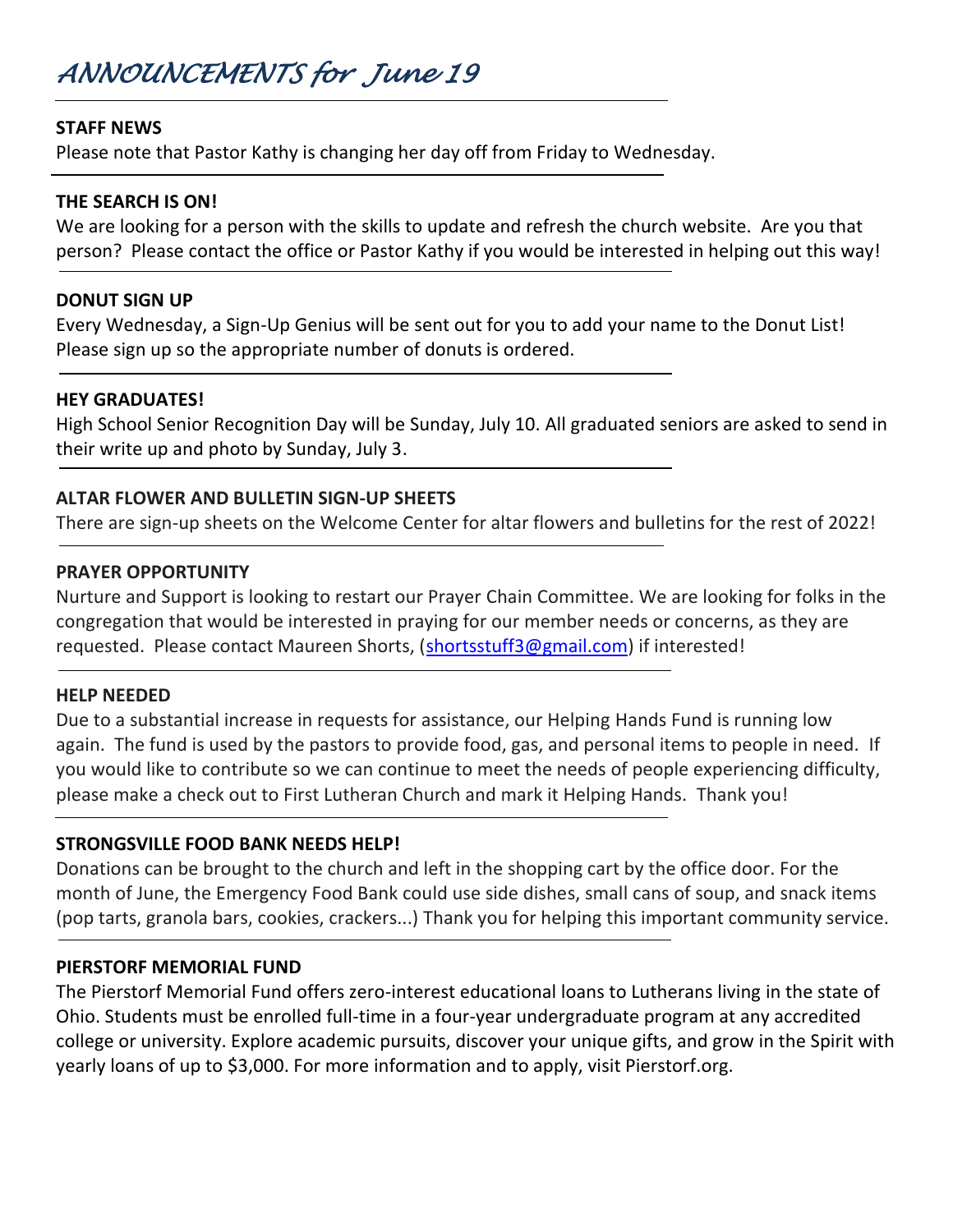# *ANNOUNCEMENTS for June 19*

**STAFF NEWS**

Please note that Pastor Kathy is changing her day off from Friday to Wednesday.

**THE SEARCH IS ON!**

We are looking for a person with the skills to update and refresh the church website. Are you that person? Please contact the office or Pastor Kathy if you would be interested in helping out this way!

**DONUT SIGN UP**

Every Wednesday, a Sign-Up Genius will be sent out for you to add your name to the Donut List! Please sign up so the appropriate number of donuts is ordered.

**HEY GRADUATES!**

High School Senior Recognition Day will be Sunday, July 10. All graduated seniors are asked to send in their write up and photo by Sunday, July 3.

**ALTAR FLOWER AND BULLETIN SIGN-UP SHEETS**

There are sign-up sheets on the Welcome Center for altar flowers and bulletins for the rest of 2022!

**PRAYER OPPORTUNITY**

Nurture and Support is looking to restart our Prayer Chain Committee. We are looking for folks in the congregation that would be interested in praying for our member needs or concerns, as they are requested. Please contact Maureen Shorts, (shortsstuff3@gmail.com) if interested!

**HELP NEEDED**

Due to a substantial increase in requests for assistance, our Helping Hands Fund is running low again. The fund is used by the pastors to provide food, gas, and personal items to people in need. If you would like to contribute so we can continue to meet the needs of people experiencing difficulty, please make a check out to First Lutheran Church and mark it Helping Hands. Thank you!

**STRONGSVILLE FOOD BANK NEEDS HELP!**

Donations can be brought to the church and left in the shopping cart by the office door. For the month of June, the Emergency Food Bank could use side dishes, small cans of soup, and snack items (pop tarts, granola bars, cookies, crackers...) Thank you for helping this important community service.

**PIERSTORF MEMORIAL FUND**

The Pierstorf Memorial Fund offers zero-interest educational loans to Lutherans living in the state of Ohio. Students must be enrolled full-time in a four-year undergraduate program at any accredited college or university. Explore academic pursuits, discover your unique gifts, and grow in the Spirit with yearly loans of up to $3,000. For more information and to apply, visit Pierstorf.org.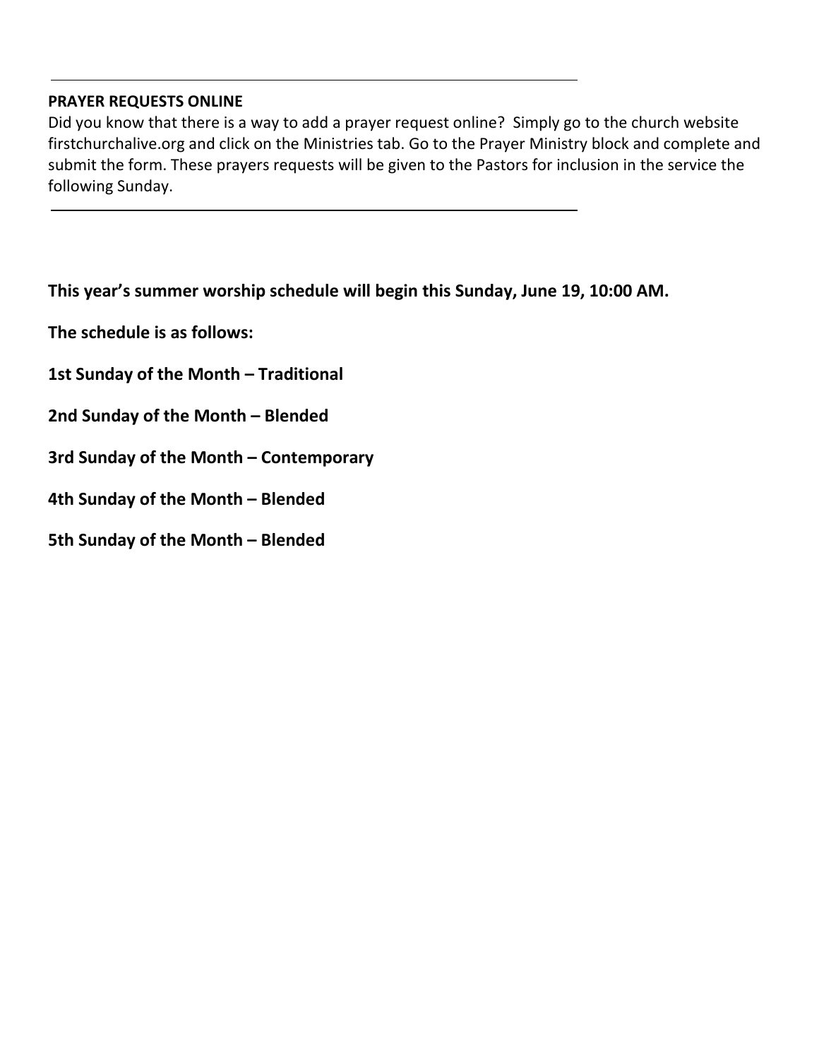---

**PRAYER REQUESTS ONLINE**

Did you know that there is a way to add a prayer request online? Simply go to the church website firstchurchalive.org and click on the Ministries tab. Go to the Prayer Ministry block and complete and submit the form. These prayers requests will be given to the Pastors for inclusion in the service the following Sunday.

---

**This year's summer worship schedule will begin this Sunday, June 19, 10:00 AM.**

**The schedule is as follows:**

**1st Sunday of the Month – Traditional**

**2nd Sunday of the Month – Blended**

**3rd Sunday of the Month – Contemporary**

**4th Sunday of the Month – Blended**

**5th Sunday of the Month – Blended**